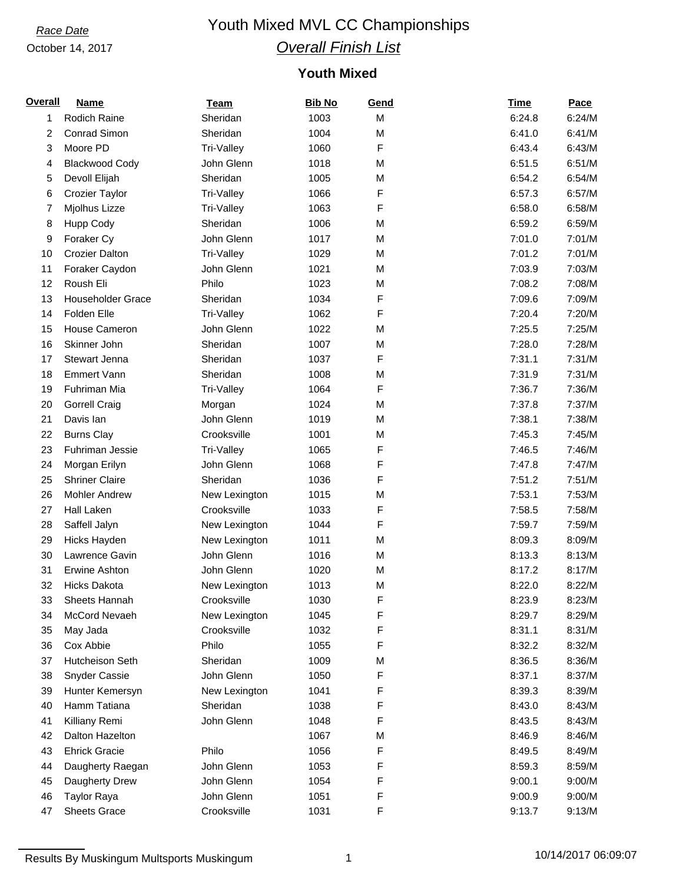*Race Date*

October 14, 2017

# Youth Mixed MVL CC Championships

## *Overall Finish List*

### Youth Mixed

| Overall | Name | Team | Bib No | Gend | Time | Pace |
|---|---|---|---|---|---|---|
| 1 | Rodich Raine | Sheridan | 1003 | M | 6:24.8 | 6:24/M |
| 2 | Conrad Simon | Sheridan | 1004 | M | 6:41.0 | 6:41/M |
| 3 | Moore PD | Tri-Valley | 1060 | F | 6:43.4 | 6:43/M |
| 4 | Blackwood Cody | John Glenn | 1018 | M | 6:51.5 | 6:51/M |
| 5 | Devoll Elijah | Sheridan | 1005 | M | 6:54.2 | 6:54/M |
| 6 | Crozier Taylor | Tri-Valley | 1066 | F | 6:57.3 | 6:57/M |
| 7 | Mjolhus Lizze | Tri-Valley | 1063 | F | 6:58.0 | 6:58/M |
| 8 | Hupp Cody | Sheridan | 1006 | M | 6:59.2 | 6:59/M |
| 9 | Foraker Cy | John Glenn | 1017 | M | 7:01.0 | 7:01/M |
| 10 | Crozier Dalton | Tri-Valley | 1029 | M | 7:01.2 | 7:01/M |
| 11 | Foraker Caydon | John Glenn | 1021 | M | 7:03.9 | 7:03/M |
| 12 | Roush Eli | Philo | 1023 | M | 7:08.2 | 7:08/M |
| 13 | Householder Grace | Sheridan | 1034 | F | 7:09.6 | 7:09/M |
| 14 | Folden Elle | Tri-Valley | 1062 | F | 7:20.4 | 7:20/M |
| 15 | House Cameron | John Glenn | 1022 | M | 7:25.5 | 7:25/M |
| 16 | Skinner John | Sheridan | 1007 | M | 7:28.0 | 7:28/M |
| 17 | Stewart Jenna | Sheridan | 1037 | F | 7:31.1 | 7:31/M |
| 18 | Emmert Vann | Sheridan | 1008 | M | 7:31.9 | 7:31/M |
| 19 | Fuhriman Mia | Tri-Valley | 1064 | F | 7:36.7 | 7:36/M |
| 20 | Gorrell Craig | Morgan | 1024 | M | 7:37.8 | 7:37/M |
| 21 | Davis Ian | John Glenn | 1019 | M | 7:38.1 | 7:38/M |
| 22 | Burns Clay | Crooksville | 1001 | M | 7:45.3 | 7:45/M |
| 23 | Fuhriman Jessie | Tri-Valley | 1065 | F | 7:46.5 | 7:46/M |
| 24 | Morgan Erilyn | John Glenn | 1068 | F | 7:47.8 | 7:47/M |
| 25 | Shriner Claire | Sheridan | 1036 | F | 7:51.2 | 7:51/M |
| 26 | Mohler Andrew | New Lexington | 1015 | M | 7:53.1 | 7:53/M |
| 27 | Hall Laken | Crooksville | 1033 | F | 7:58.5 | 7:58/M |
| 28 | Saffell Jalyn | New Lexington | 1044 | F | 7:59.7 | 7:59/M |
| 29 | Hicks Hayden | New Lexington | 1011 | M | 8:09.3 | 8:09/M |
| 30 | Lawrence Gavin | John Glenn | 1016 | M | 8:13.3 | 8:13/M |
| 31 | Erwine Ashton | John Glenn | 1020 | M | 8:17.2 | 8:17/M |
| 32 | Hicks Dakota | New Lexington | 1013 | M | 8:22.0 | 8:22/M |
| 33 | Sheets Hannah | Crooksville | 1030 | F | 8:23.9 | 8:23/M |
| 34 | McCord Nevaeh | New Lexington | 1045 | F | 8:29.7 | 8:29/M |
| 35 | May Jada | Crooksville | 1032 | F | 8:31.1 | 8:31/M |
| 36 | Cox Abbie | Philo | 1055 | F | 8:32.2 | 8:32/M |
| 37 | Hutcheison Seth | Sheridan | 1009 | M | 8:36.5 | 8:36/M |
| 38 | Snyder Cassie | John Glenn | 1050 | F | 8:37.1 | 8:37/M |
| 39 | Hunter Kemersyn | New Lexington | 1041 | F | 8:39.3 | 8:39/M |
| 40 | Hamm Tatiana | Sheridan | 1038 | F | 8:43.0 | 8:43/M |
| 41 | Killiany Remi | John Glenn | 1048 | F | 8:43.5 | 8:43/M |
| 42 | Dalton Hazelton | | 1067 | M | 8:46.9 | 8:46/M |
| 43 | Ehrick Gracie | Philo | 1056 | F | 8:49.5 | 8:49/M |
| 44 | Daugherty Raegan | John Glenn | 1053 | F | 8:59.3 | 8:59/M |
| 45 | Daugherty Drew | John Glenn | 1054 | F | 9:00.1 | 9:00/M |
| 46 | Taylor Raya | John Glenn | 1051 | F | 9:00.9 | 9:00/M |
| 47 | Sheets Grace | Crooksville | 1031 | F | 9:13.7 | 9:13/M |

Results By Muskingum Multsports Muskingum

10/14/2017 06:09:07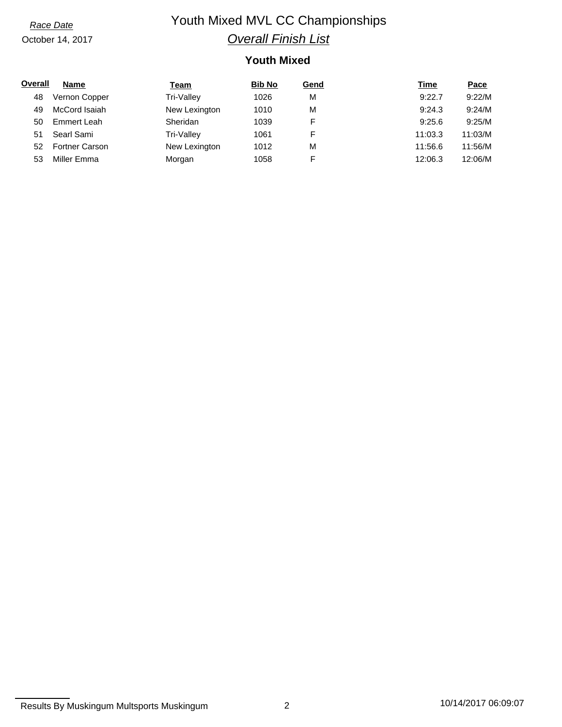Race Date

October 14, 2017

# Youth Mixed MVL CC Championships

## *Overall Finish List*

### Youth Mixed

| Overall | Name | Team | Bib No | Gend | Time | Pace |
|---|---|---|---|---|---|---|
| 48 | Vernon Copper | Tri-Valley | 1026 | M | 9:22.7 | 9:22/M |
| 49 | McCord Isaiah | New Lexington | 1010 | M | 9:24.3 | 9:24/M |
| 50 | Emmert Leah | Sheridan | 1039 | F | 9:25.6 | 9:25/M |
| 51 | Searl Sami | Tri-Valley | 1061 | F | 11:03.3 | 11:03/M |
| 52 | Fortner Carson | New Lexington | 1012 | M | 11:56.6 | 11:56/M |
| 53 | Miller Emma | Morgan | 1058 | F | 12:06.3 | 12:06/M |

Results By Muskingum Multsports Muskingum

10/14/2017 06:09:07